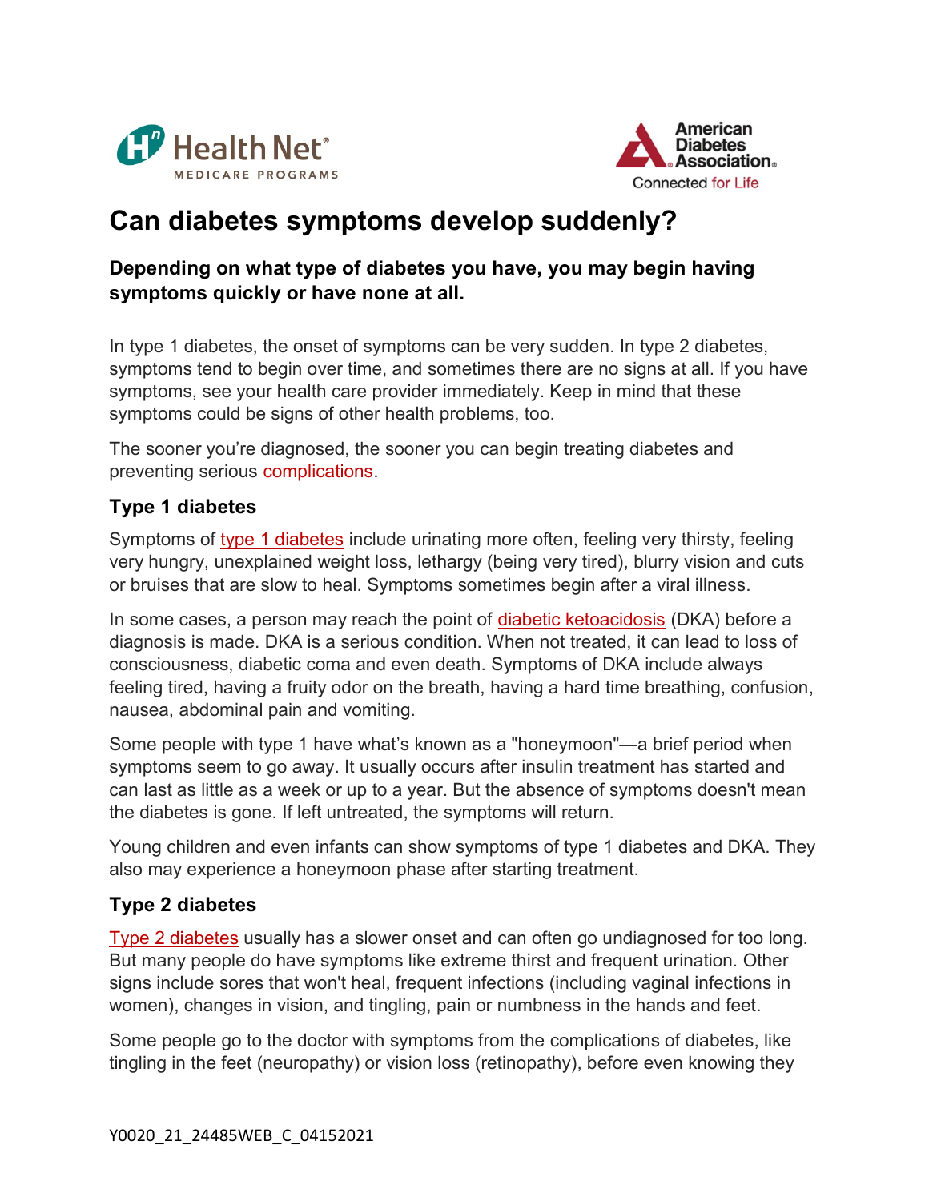# Can diabetes symptoms develop suddenly?

**Depending on what type of diabetes you have, you may begin having symptoms quickly or have none at all.**

In type 1 diabetes, the onset of symptoms can be very sudden. In type 2 diabetes, symptoms tend to begin over time, and sometimes there are no signs at all. If you have symptoms, see your health care provider immediately. Keep in mind that these symptoms could be signs of other health problems, too.

The sooner you're diagnosed, the sooner you can begin treating diabetes and preventing serious complications.

## Type 1 diabetes

Symptoms of type 1 diabetes include urinating more often, feeling very thirsty, feeling very hungry, unexplained weight loss, lethargy (being very tired), blurry vision and cuts or bruises that are slow to heal. Symptoms sometimes begin after a viral illness.

In some cases, a person may reach the point of diabetic ketoacidosis (DKA) before a diagnosis is made. DKA is a serious condition. When not treated, it can lead to loss of consciousness, diabetic coma and even death. Symptoms of DKA include always feeling tired, having a fruity odor on the breath, having a hard time breathing, confusion, nausea, abdominal pain and vomiting.

Some people with type 1 have what's known as a "honeymoon"—a brief period when symptoms seem to go away. It usually occurs after insulin treatment has started and can last as little as a week or up to a year. But the absence of symptoms doesn't mean the diabetes is gone. If left untreated, the symptoms will return.

Young children and even infants can show symptoms of type 1 diabetes and DKA. They also may experience a honeymoon phase after starting treatment.

## Type 2 diabetes

Type 2 diabetes usually has a slower onset and can often go undiagnosed for too long. But many people do have symptoms like extreme thirst and frequent urination. Other signs include sores that won't heal, frequent infections (including vaginal infections in women), changes in vision, and tingling, pain or numbness in the hands and feet.

Some people go to the doctor with symptoms from the complications of diabetes, like tingling in the feet (neuropathy) or vision loss (retinopathy), before even knowing they

Y0020_21_24485WEB_C_04152021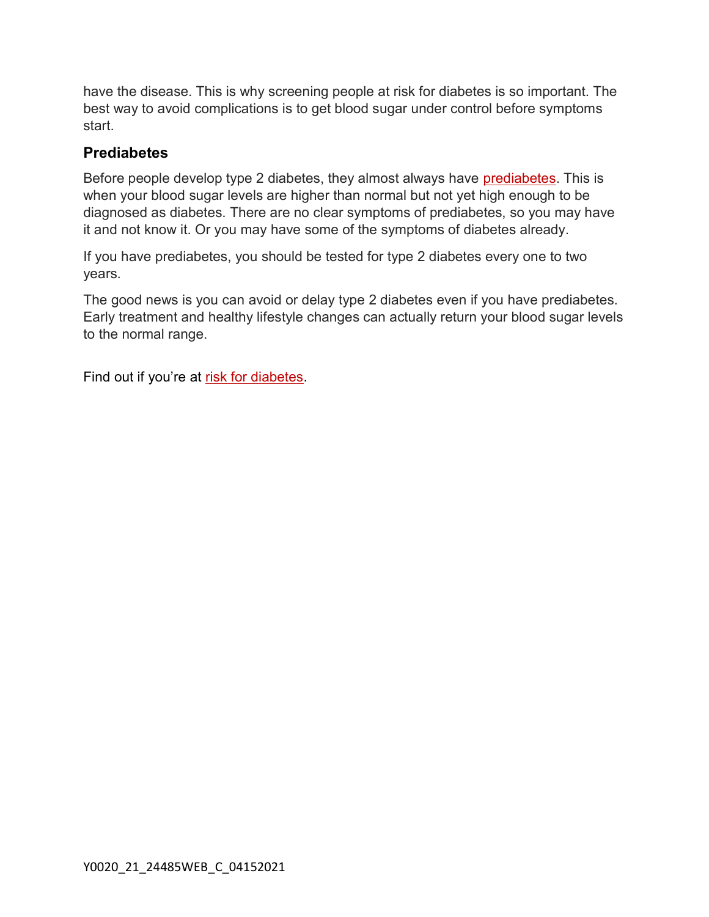have the disease. This is why screening people at risk for diabetes is so important. The best way to avoid complications is to get blood sugar under control before symptoms start.

### Prediabetes

Before people develop type 2 diabetes, they almost always have prediabetes. This is when your blood sugar levels are higher than normal but not yet high enough to be diagnosed as diabetes. There are no clear symptoms of prediabetes, so you may have it and not know it. Or you may have some of the symptoms of diabetes already.

If you have prediabetes, you should be tested for type 2 diabetes every one to two years.

The good news is you can avoid or delay type 2 diabetes even if you have prediabetes. Early treatment and healthy lifestyle changes can actually return your blood sugar levels to the normal range.

Find out if you're at risk for diabetes.

Y0020_21_24485WEB_C_04152021